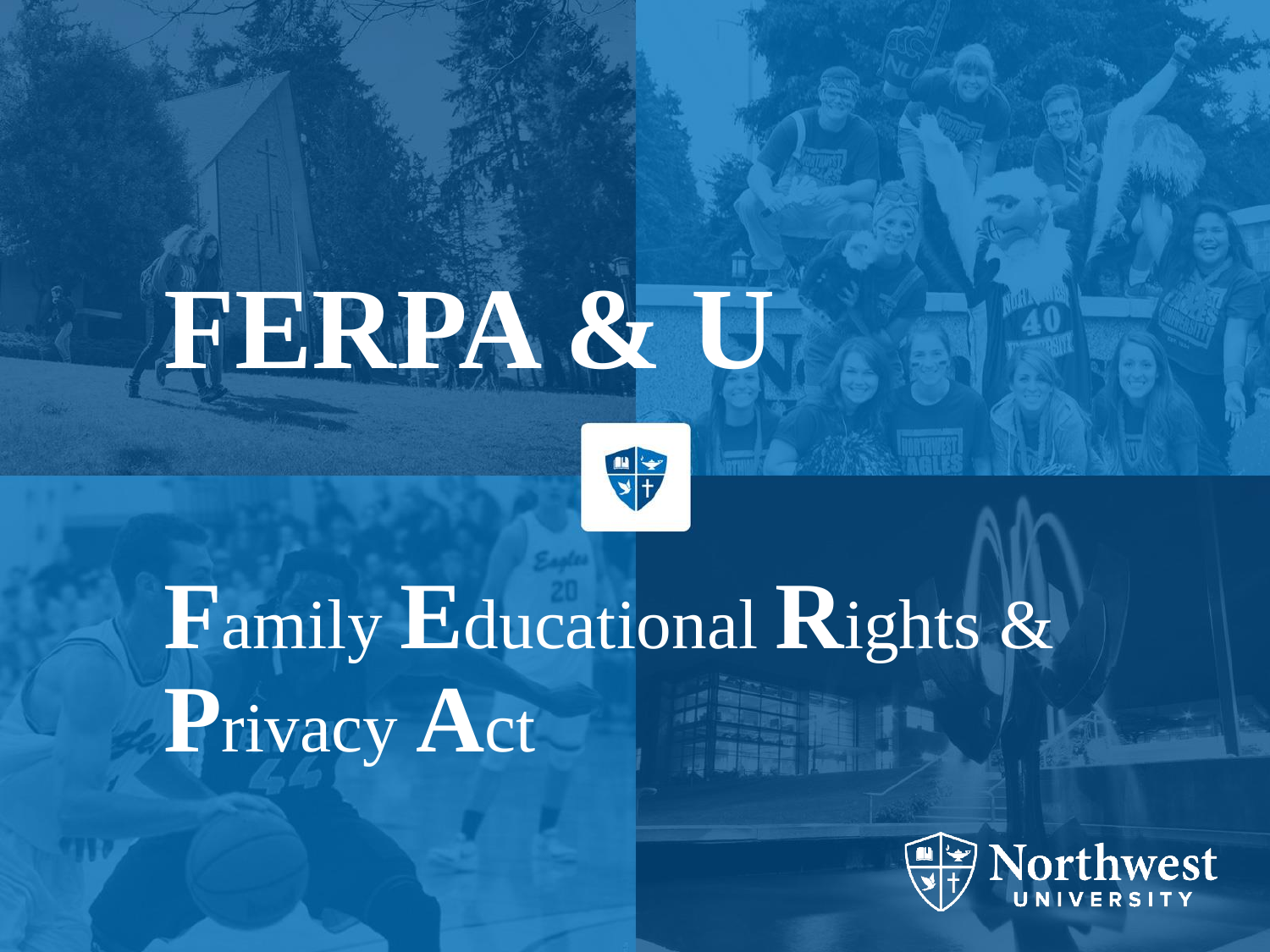# FERPA & U

**F**amily **E**ducational **R**ights & **P**rivacy **A**ct

Northwest UNIVERSITY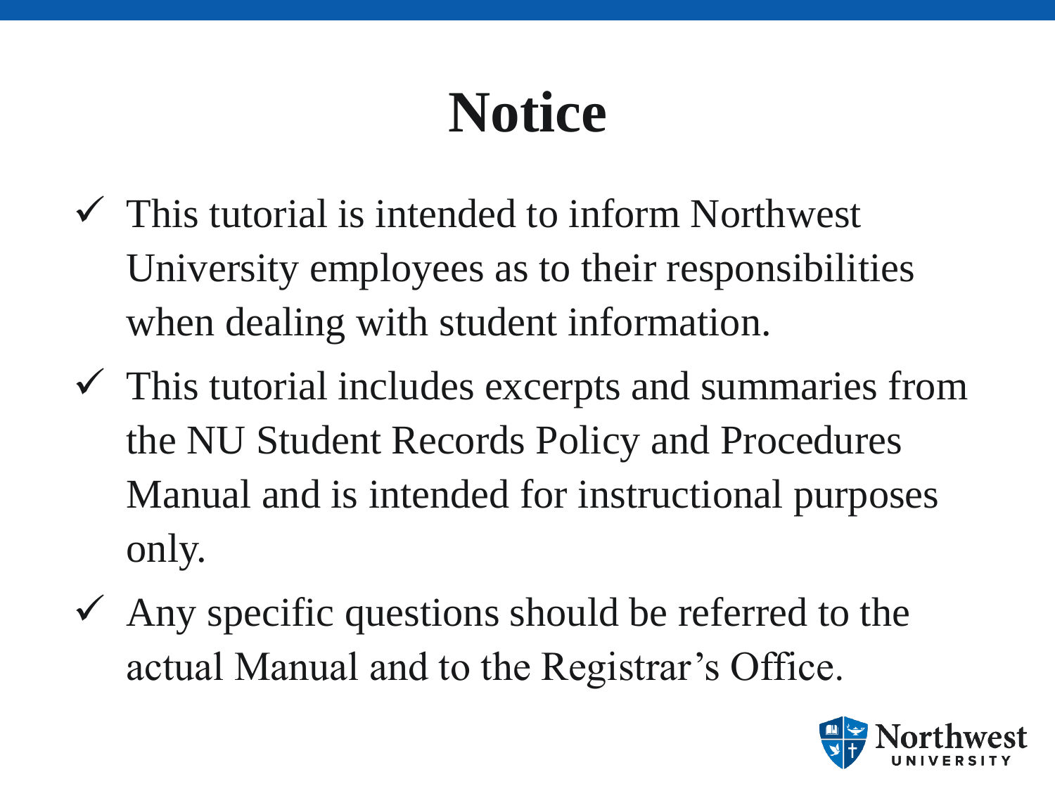# Notice

- ✓ This tutorial is intended to inform Northwest University employees as to their responsibilities when dealing with student information.
- ✓ This tutorial includes excerpts and summaries from the NU Student Records Policy and Procedures Manual and is intended for instructional purposes only.
- ✓ Any specific questions should be referred to the actual Manual and to the Registrar's Office.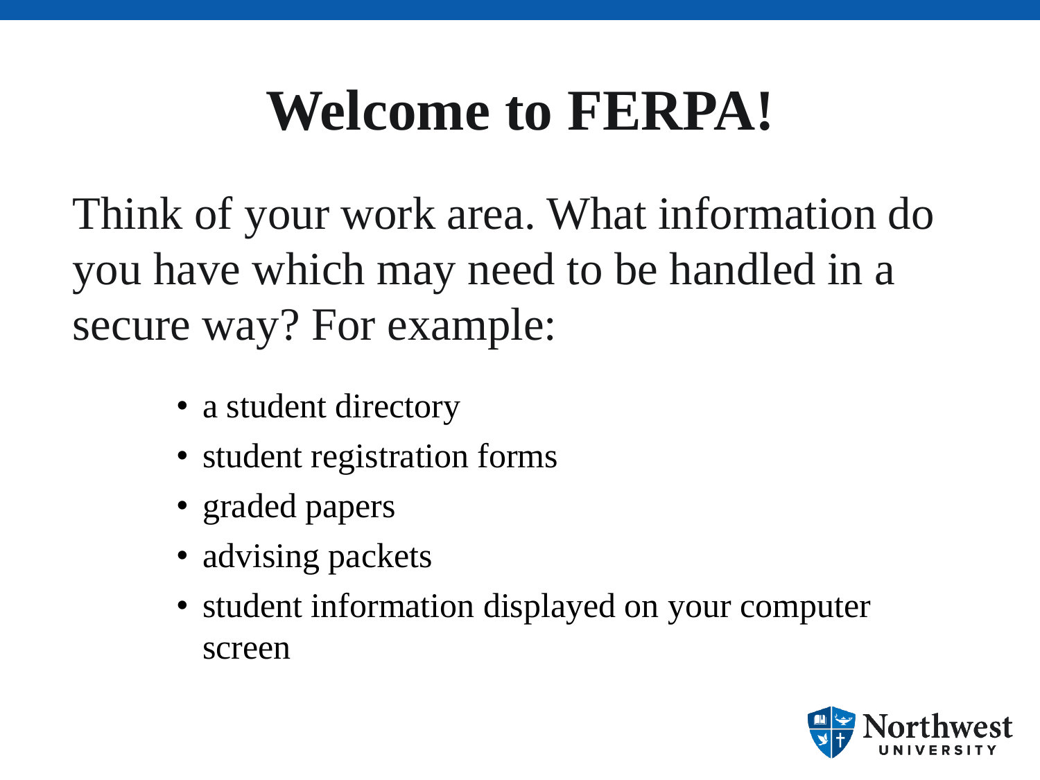# Welcome to FERPA!

Think of your work area. What information do you have which may need to be handled in a secure way? For example:

- a student directory
- student registration forms
- graded papers
- advising packets
- student information displayed on your computer screen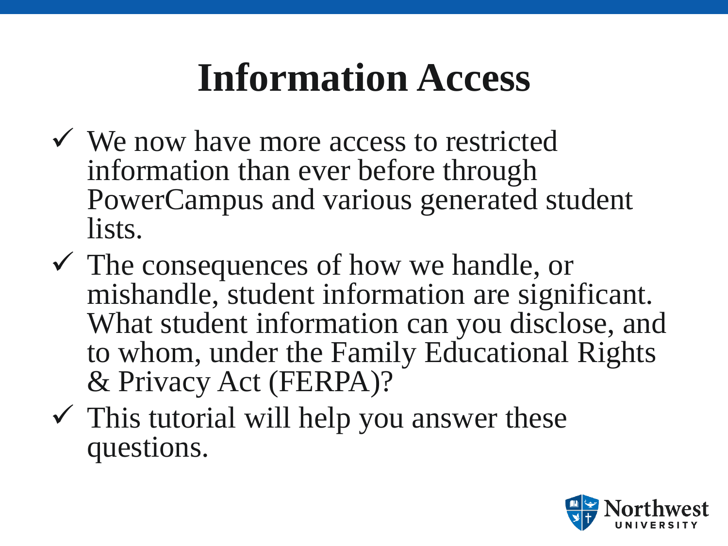# Information Access

- ✓ We now have more access to restricted information than ever before through PowerCampus and various generated student lists.
- ✓ The consequences of how we handle, or mishandle, student information are significant. What student information can you disclose, and to whom, under the Family Educational Rights & Privacy Act (FERPA)?
- ✓ This tutorial will help you answer these questions.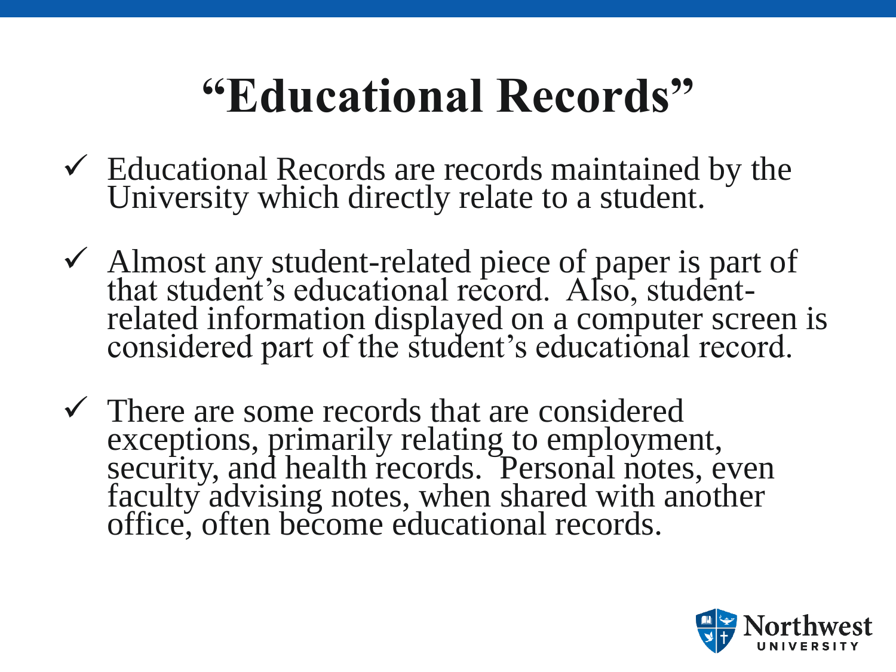# "Educational Records"

- ✓ Educational Records are records maintained by the University which directly relate to a student.
- ✓ Almost any student-related piece of paper is part of that student's educational record. Also, student-related information displayed on a computer screen is considered part of the student's educational record.
- ✓ There are some records that are considered exceptions, primarily relating to employment, security, and health records. Personal notes, even faculty advising notes, when shared with another office, often become educational records.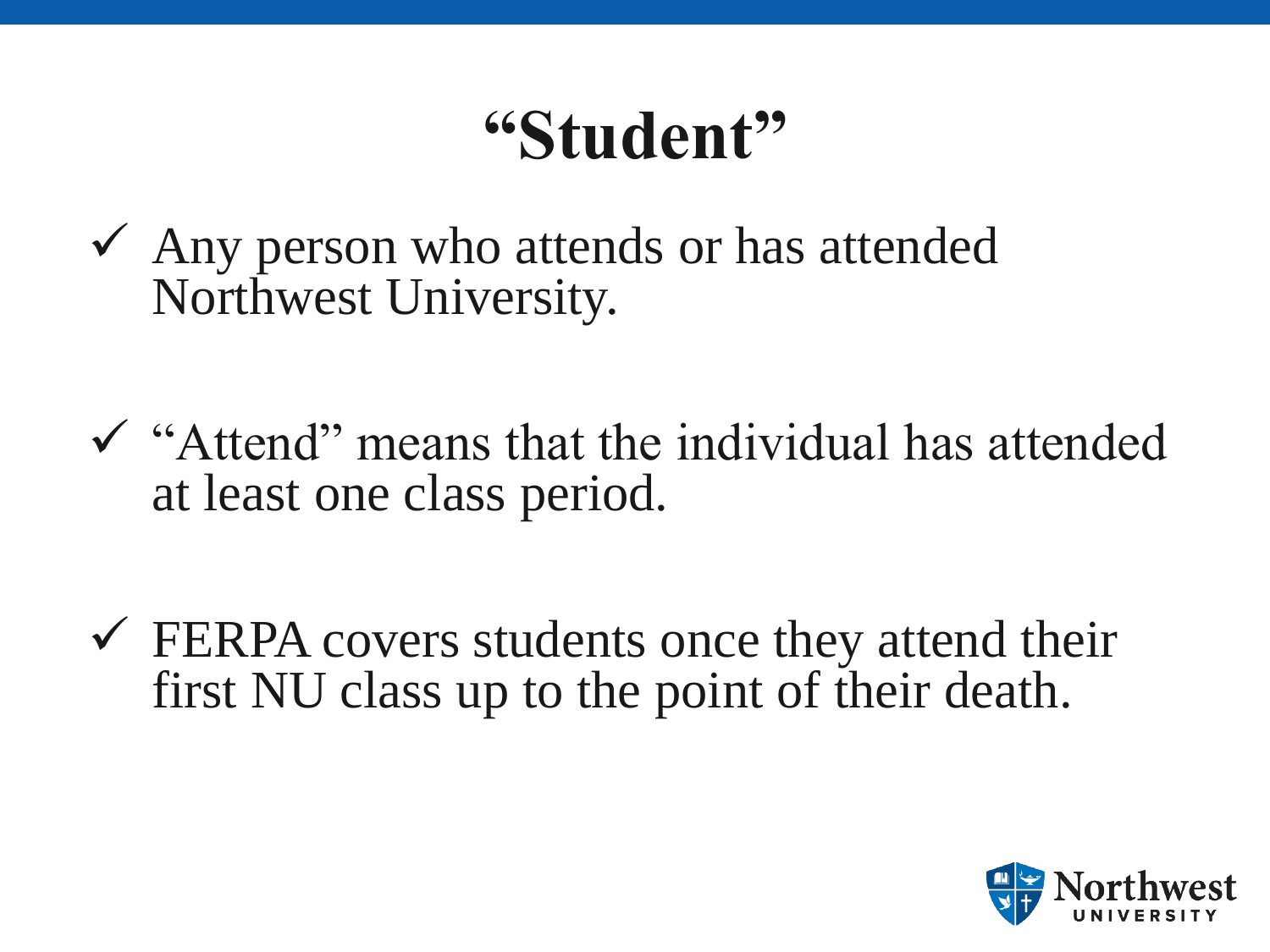# "Student"

- ✓ Any person who attends or has attended Northwest University.
- ✓ "Attend" means that the individual has attended at least one class period.
- ✓ FERPA covers students once they attend their first NU class up to the point of their death.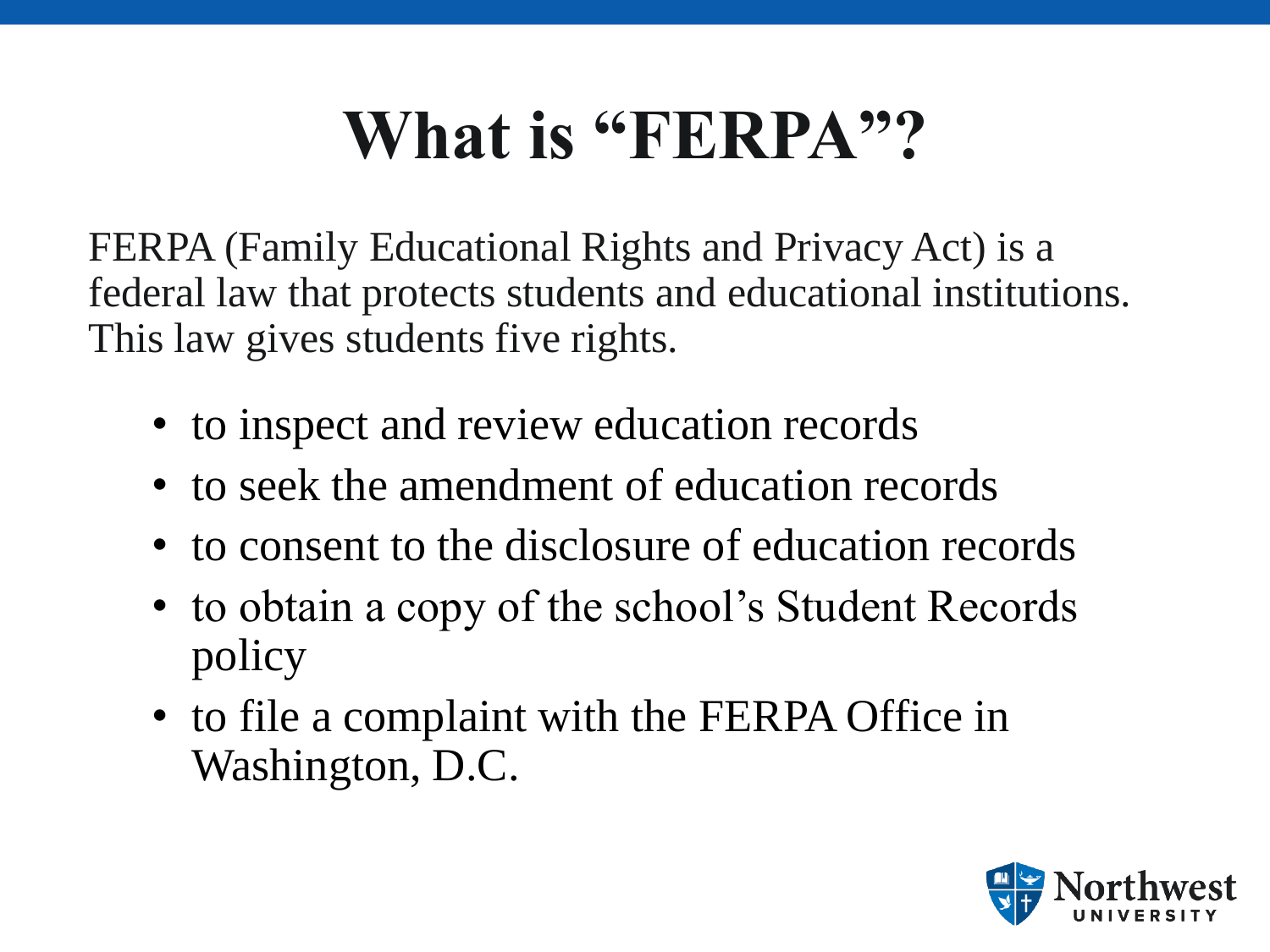# What is "FERPA"?

FERPA (Family Educational Rights and Privacy Act) is a federal law that protects students and educational institutions. This law gives students five rights.

- to inspect and review education records
- to seek the amendment of education records
- to consent to the disclosure of education records
- to obtain a copy of the school's Student Records policy
- to file a complaint with the FERPA Office in Washington, D.C.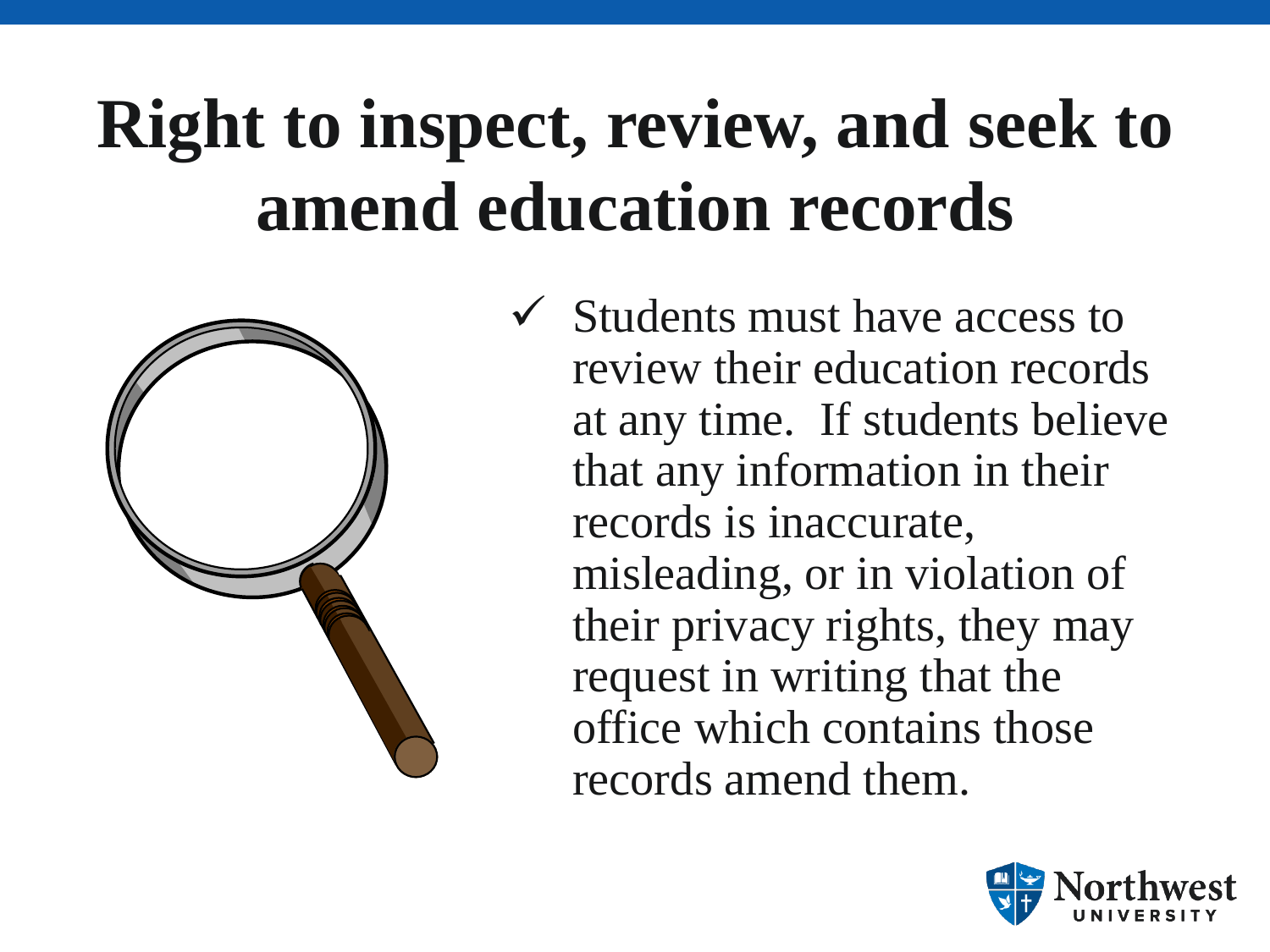# Right to inspect, review, and seek to amend education records

- ✓ Students must have access to review their education records at any time. If students believe that any information in their records is inaccurate, misleading, or in violation of their privacy rights, they may request in writing that the office which contains those records amend them.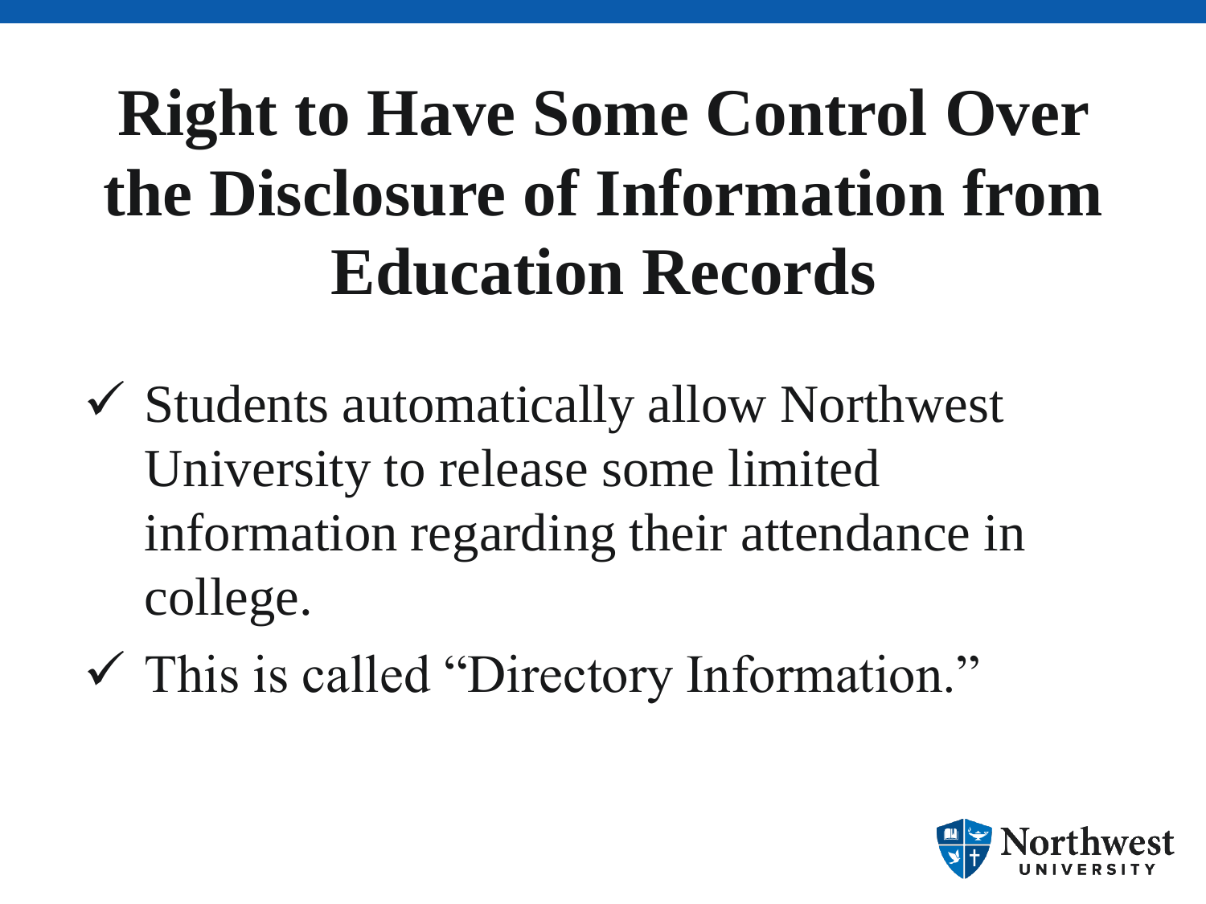# Right to Have Some Control Over the Disclosure of Information from Education Records

- ✓ Students automatically allow Northwest University to release some limited information regarding their attendance in college.
- ✓ This is called "Directory Information."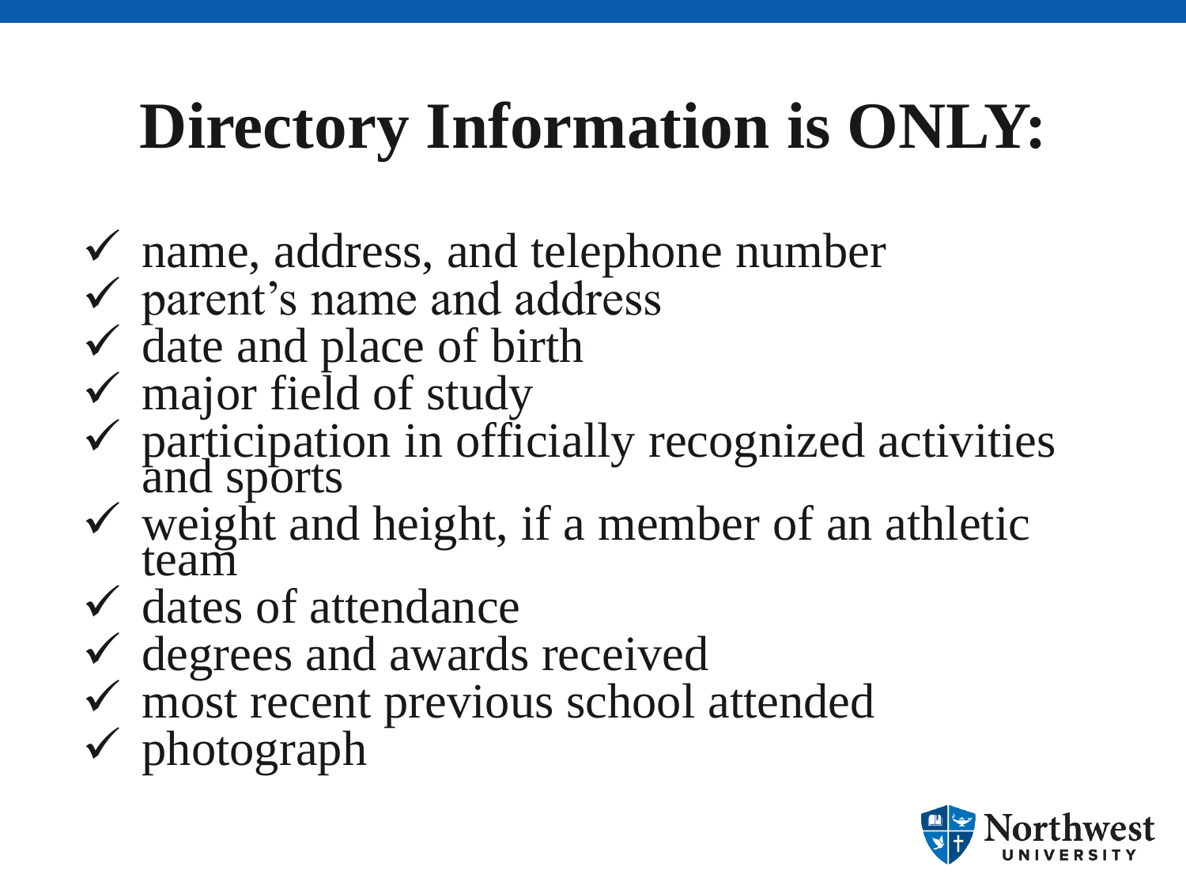# Directory Information is ONLY:

- ✓ name, address, and telephone number
- ✓ parent's name and address
- ✓ date and place of birth
- ✓ major field of study
- ✓ participation in officially recognized activities and sports
- ✓ weight and height, if a member of an athletic team
- ✓ dates of attendance
- ✓ degrees and awards received
- ✓ most recent previous school attended
- ✓ photograph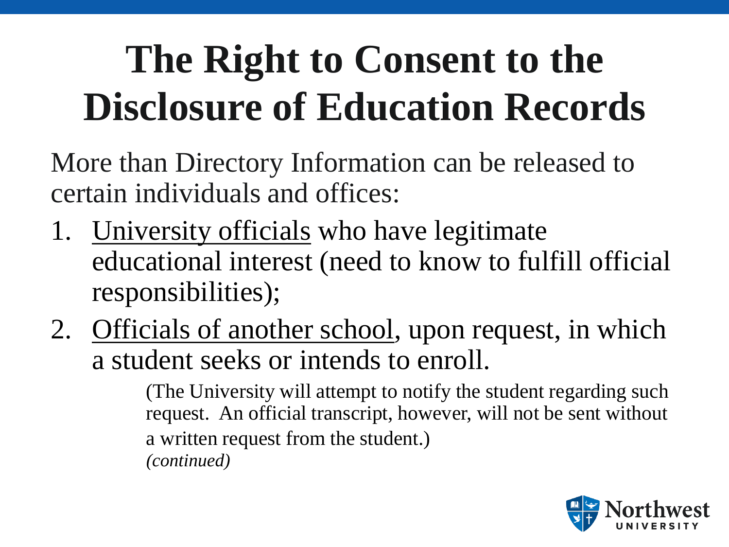# The Right to Consent to the Disclosure of Education Records

More than Directory Information can be released to certain individuals and offices:

1. University officials who have legitimate educational interest (need to know to fulfill official responsibilities);
2. Officials of another school, upon request, in which a student seeks or intends to enroll.

   (The University will attempt to notify the student regarding such request. An official transcript, however, will not be sent without a written request from the student.)
   *(continued)*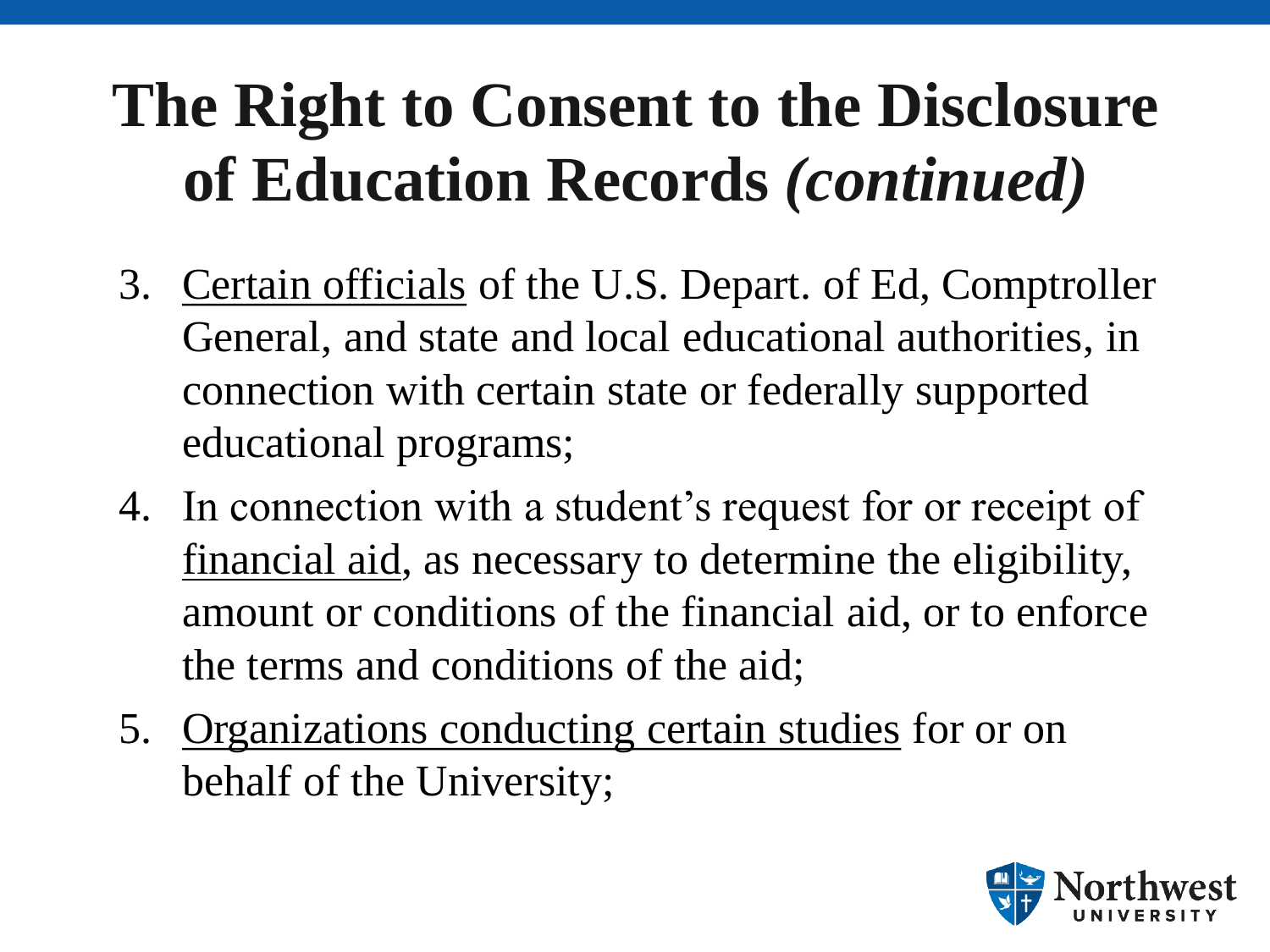# The Right to Consent to the Disclosure of Education Records *(continued)*

3. Certain officials of the U.S. Depart. of Ed, Comptroller General, and state and local educational authorities, in connection with certain state or federally supported educational programs;
4. In connection with a student's request for or receipt of financial aid, as necessary to determine the eligibility, amount or conditions of the financial aid, or to enforce the terms and conditions of the aid;
5. Organizations conducting certain studies for or on behalf of the University;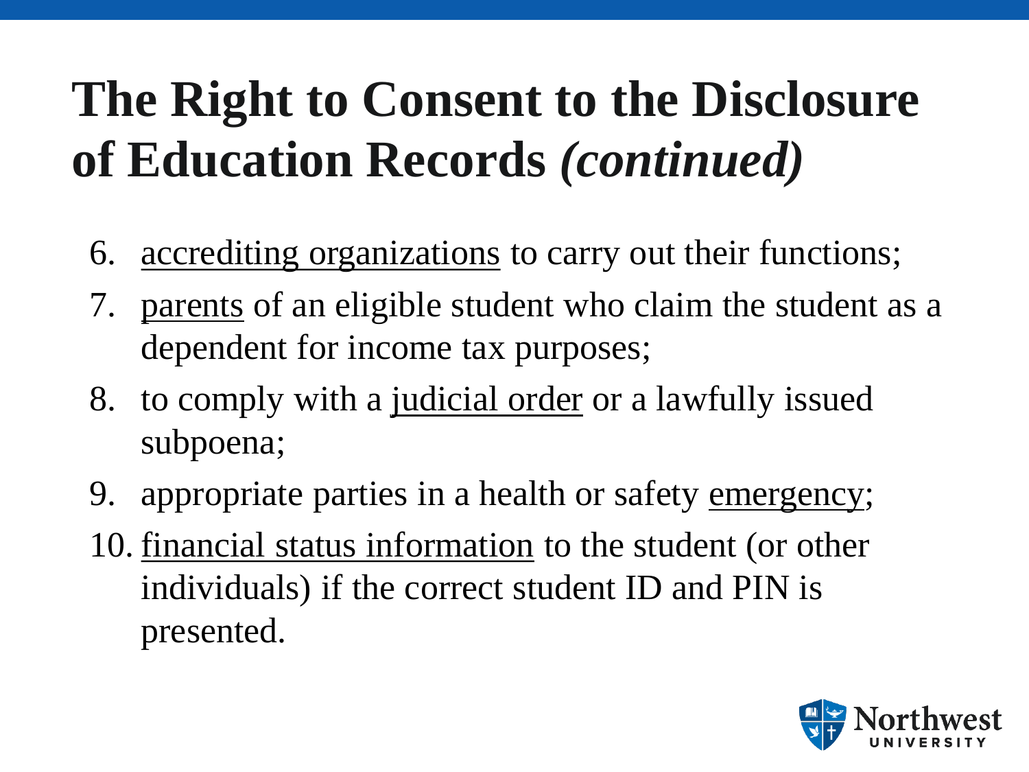# The Right to Consent to the Disclosure of Education Records *(continued)*

6. <u>accrediting organizations</u> to carry out their functions;
7. <u>parents</u> of an eligible student who claim the student as a dependent for income tax purposes;
8. to comply with a <u>judicial order</u> or a lawfully issued subpoena;
9. appropriate parties in a health or safety <u>emergency</u>;
10. <u>financial status information</u> to the student (or other individuals) if the correct student ID and PIN is presented.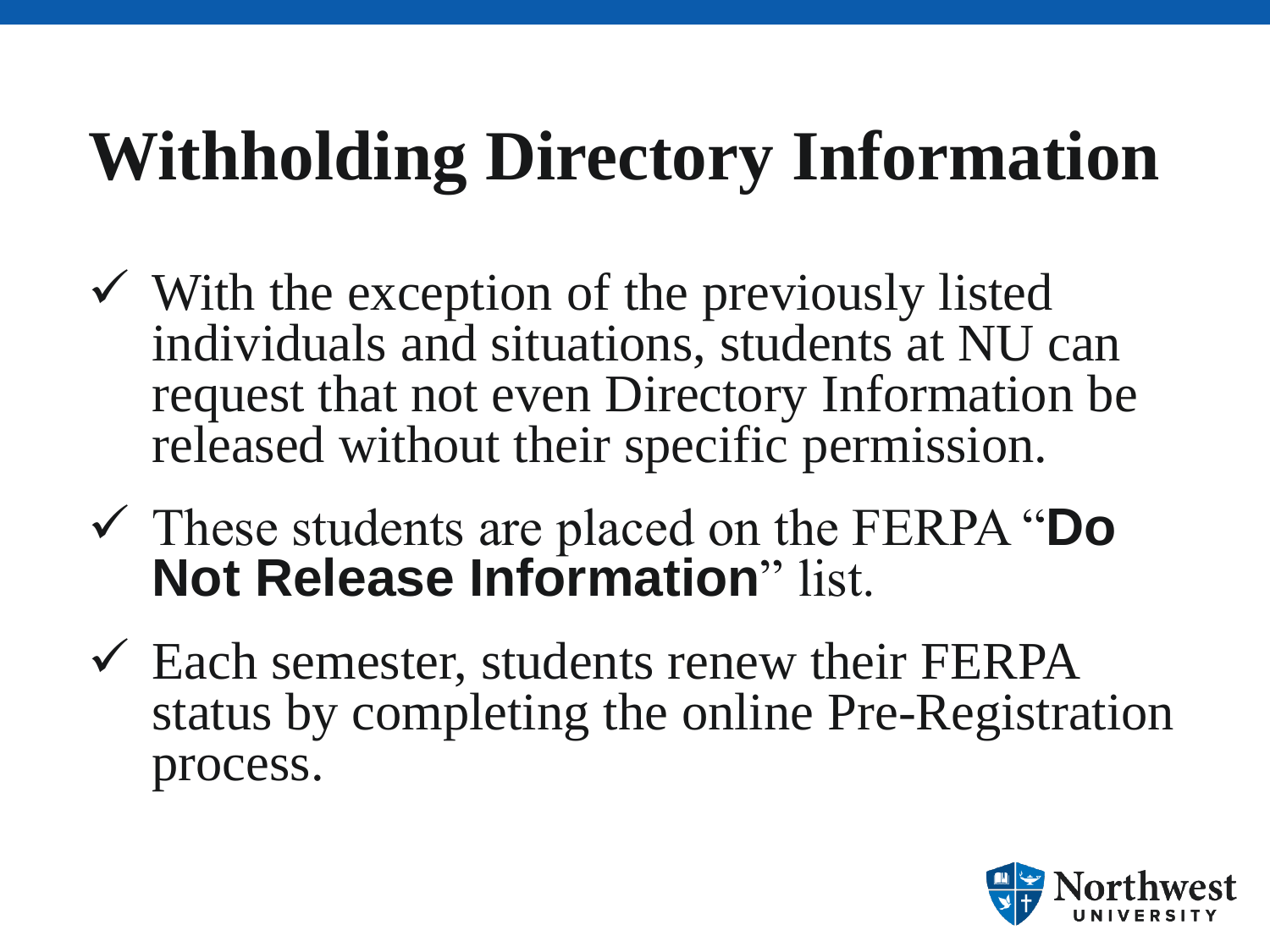# Withholding Directory Information

- ✓ With the exception of the previously listed individuals and situations, students at NU can request that not even Directory Information be released without their specific permission.
- ✓ These students are placed on the FERPA "**Do Not Release Information**" list.
- ✓ Each semester, students renew their FERPA status by completing the online Pre-Registration process.

Northwest UNIVERSITY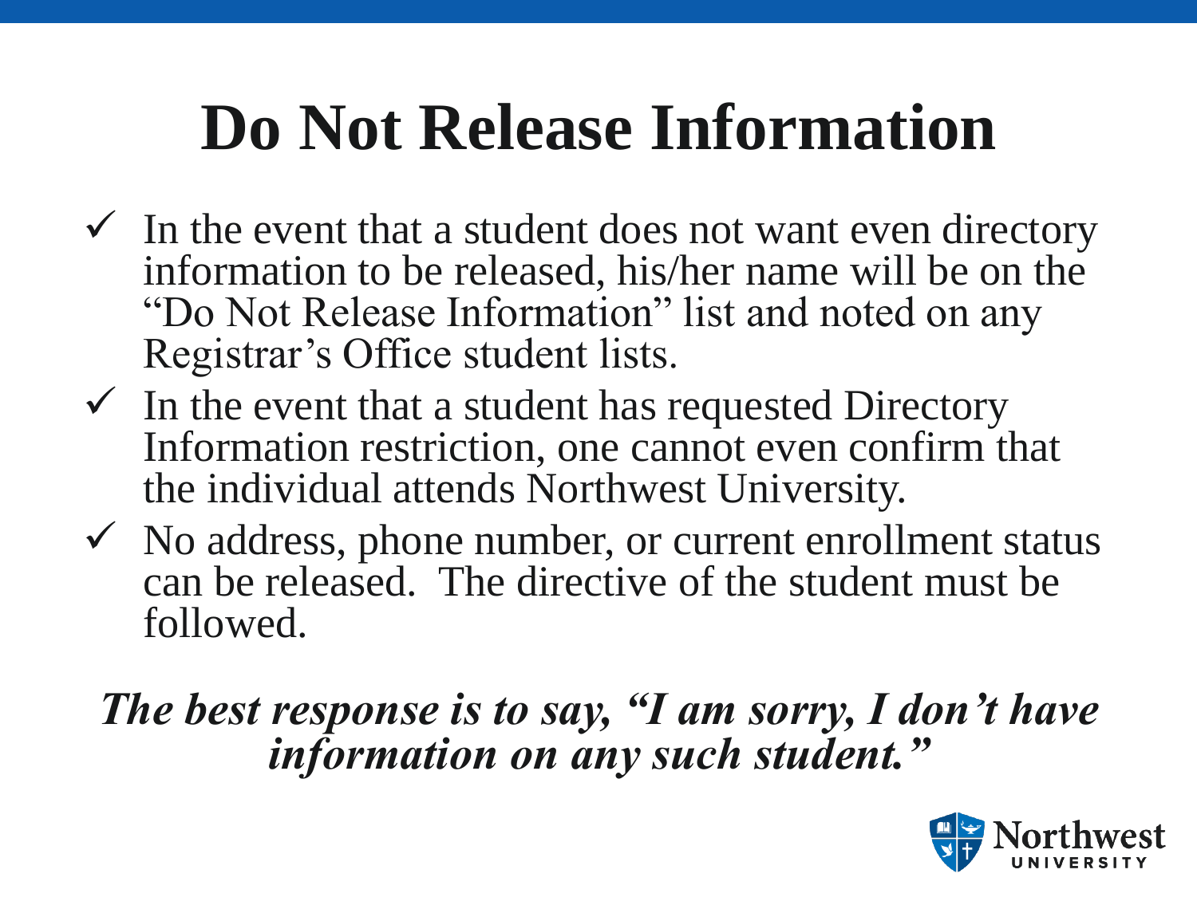# Do Not Release Information

- ✓ In the event that a student does not want even directory information to be released, his/her name will be on the "Do Not Release Information" list and noted on any Registrar's Office student lists.
- ✓ In the event that a student has requested Directory Information restriction, one cannot even confirm that the individual attends Northwest University.
- ✓ No address, phone number, or current enrollment status can be released. The directive of the student must be followed.

***The best response is to say, "I am sorry, I don't have information on any such student."***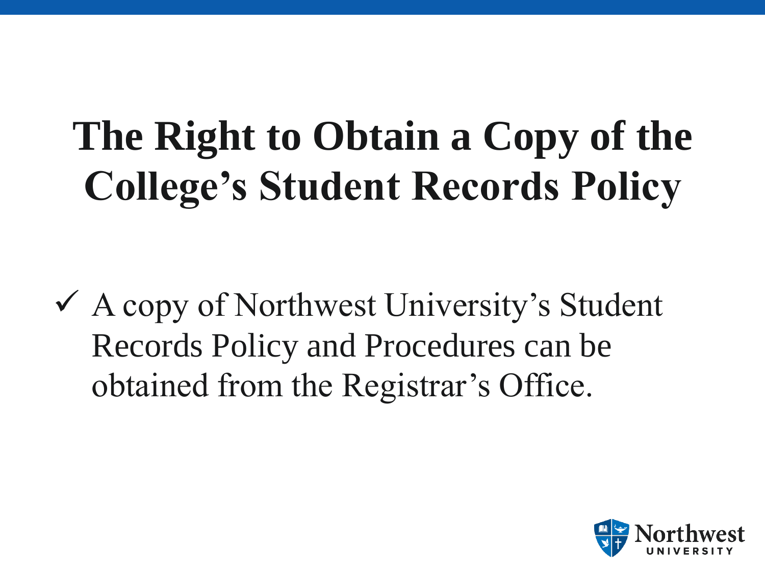# The Right to Obtain a Copy of the College's Student Records Policy

- ✓ A copy of Northwest University's Student Records Policy and Procedures can be obtained from the Registrar's Office.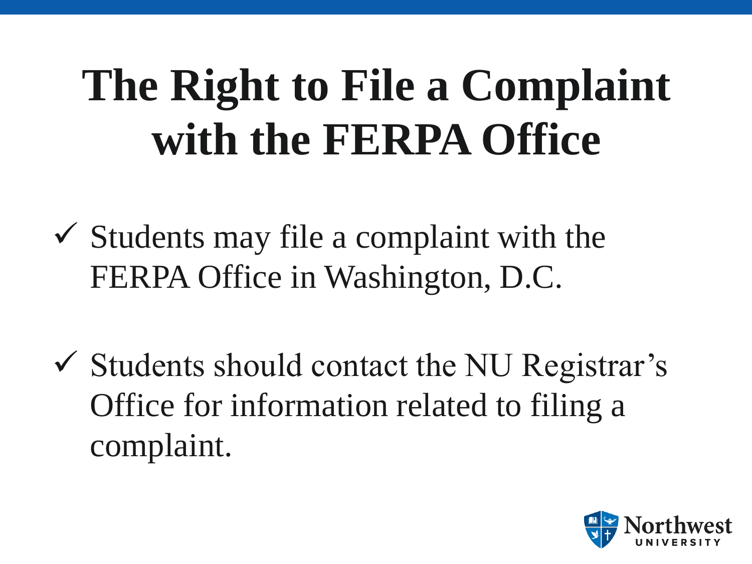# The Right to File a Complaint with the FERPA Office

- ✓ Students may file a complaint with the FERPA Office in Washington, D.C.
- ✓ Students should contact the NU Registrar's Office for information related to filing a complaint.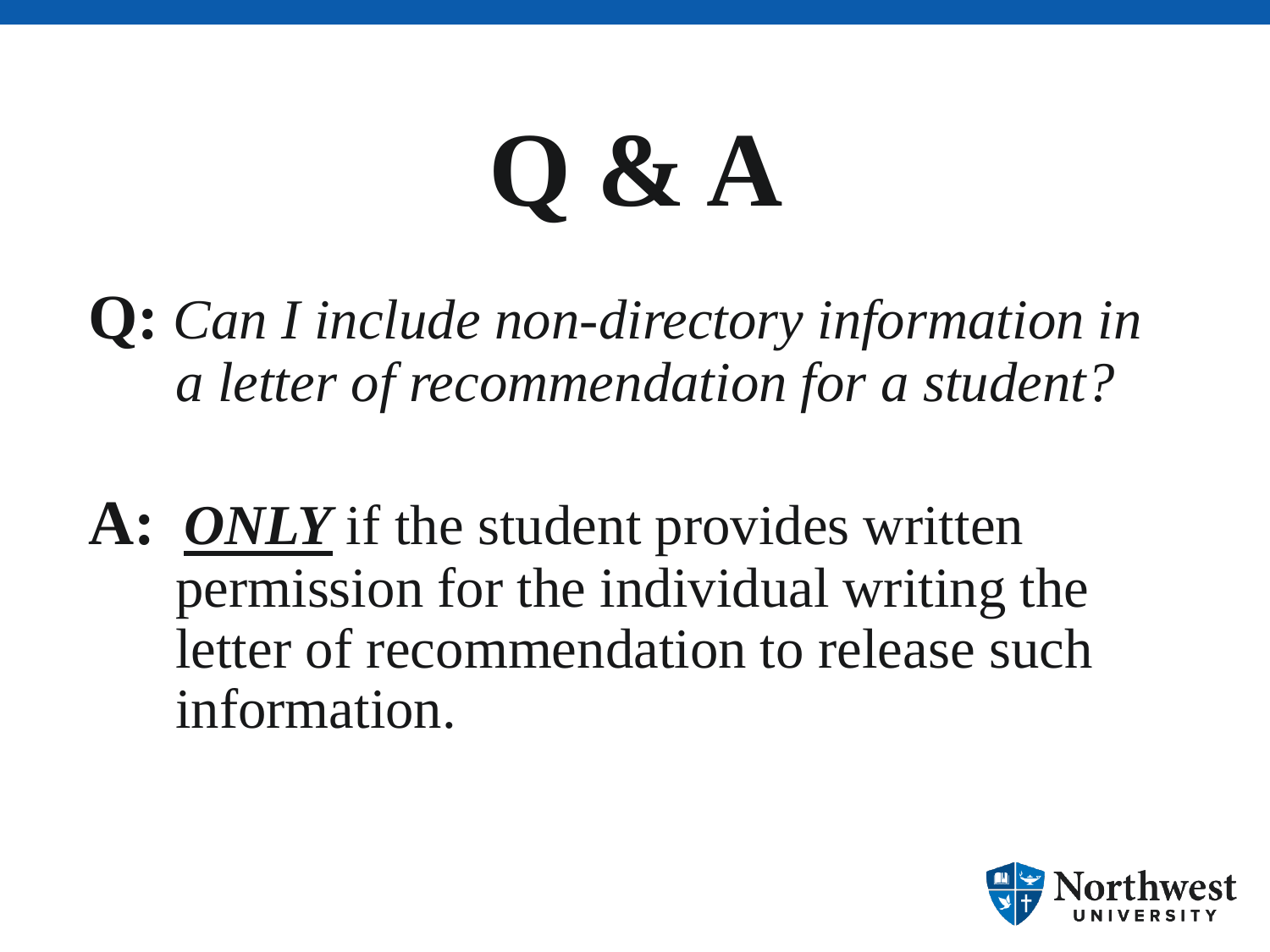# Q & A

**Q:** *Can I include non-directory information in a letter of recommendation for a student?*

**A:** ***ONLY*** if the student provides written permission for the individual writing the letter of recommendation to release such information.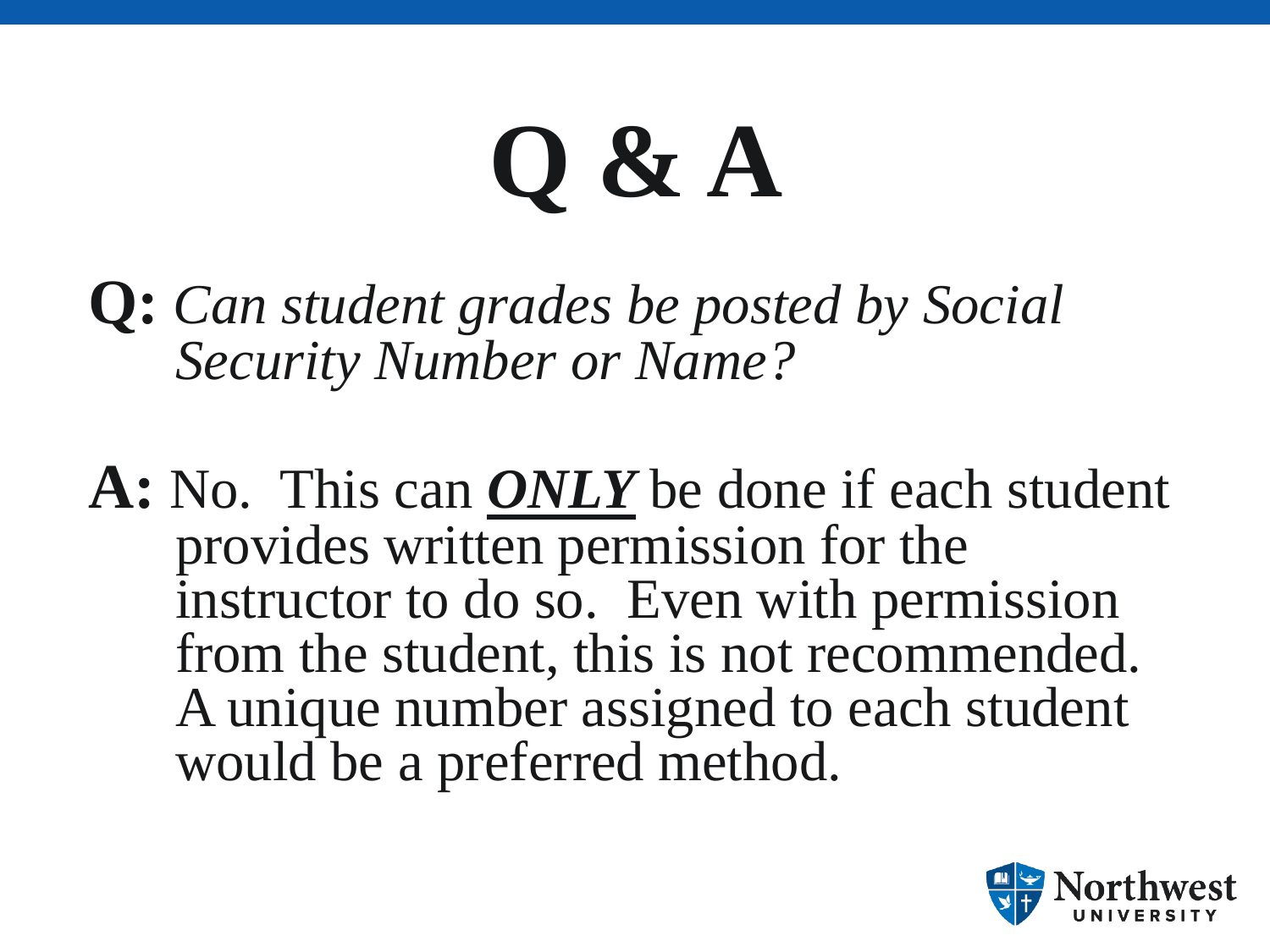# Q & A

**Q:** *Can student grades be posted by Social Security Number or Name?*

**A:** No. This can ***ONLY*** be done if each student provides written permission for the instructor to do so. Even with permission from the student, this is not recommended. A unique number assigned to each student would be a preferred method.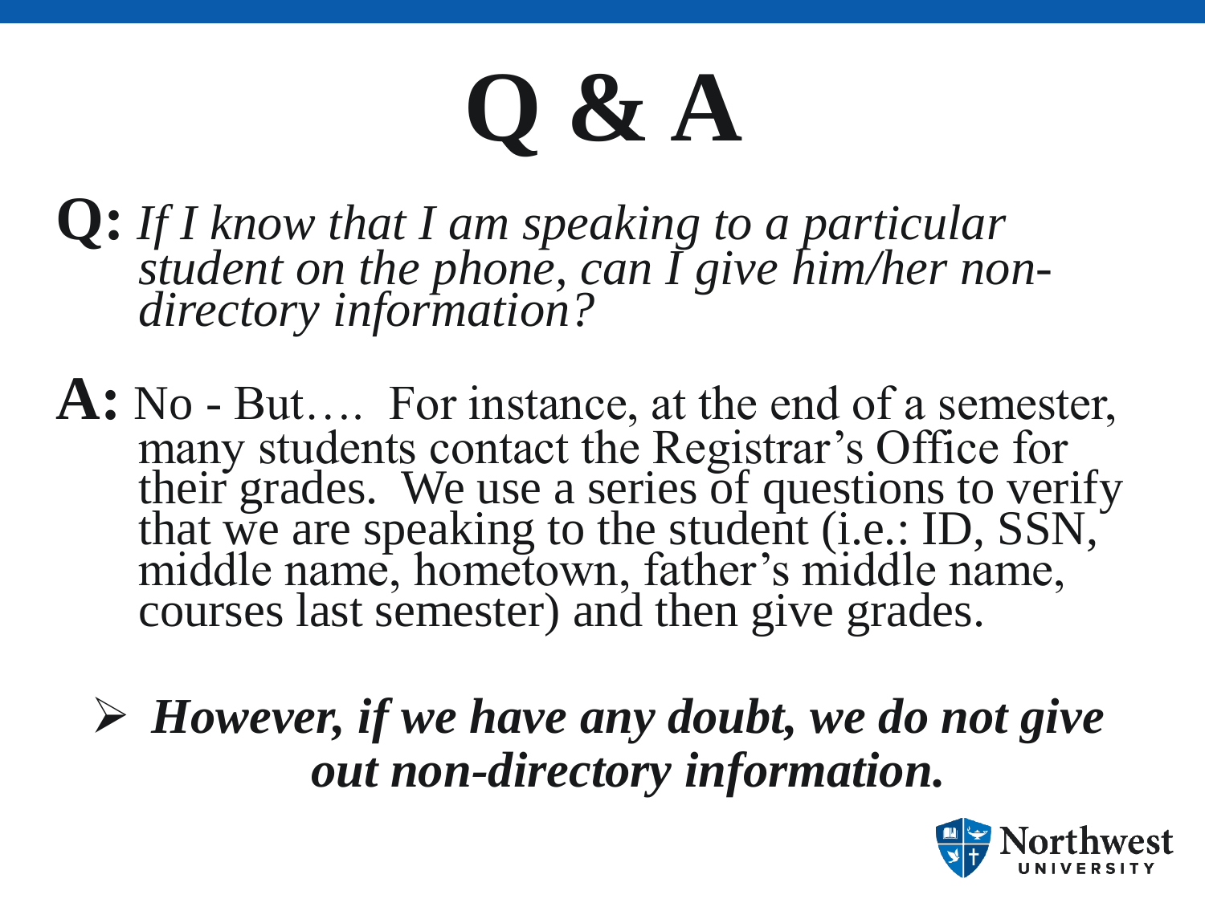# Q & A

**Q:** *If I know that I am speaking to a particular student on the phone, can I give him/her non-directory information?*

**A:** No - But…. For instance, at the end of a semester, many students contact the Registrar's Office for their grades. We use a series of questions to verify that we are speaking to the student (i.e.: ID, SSN, middle name, hometown, father's middle name, courses last semester) and then give grades.

- ***However, if we have any doubt, we do not give out non-directory information.***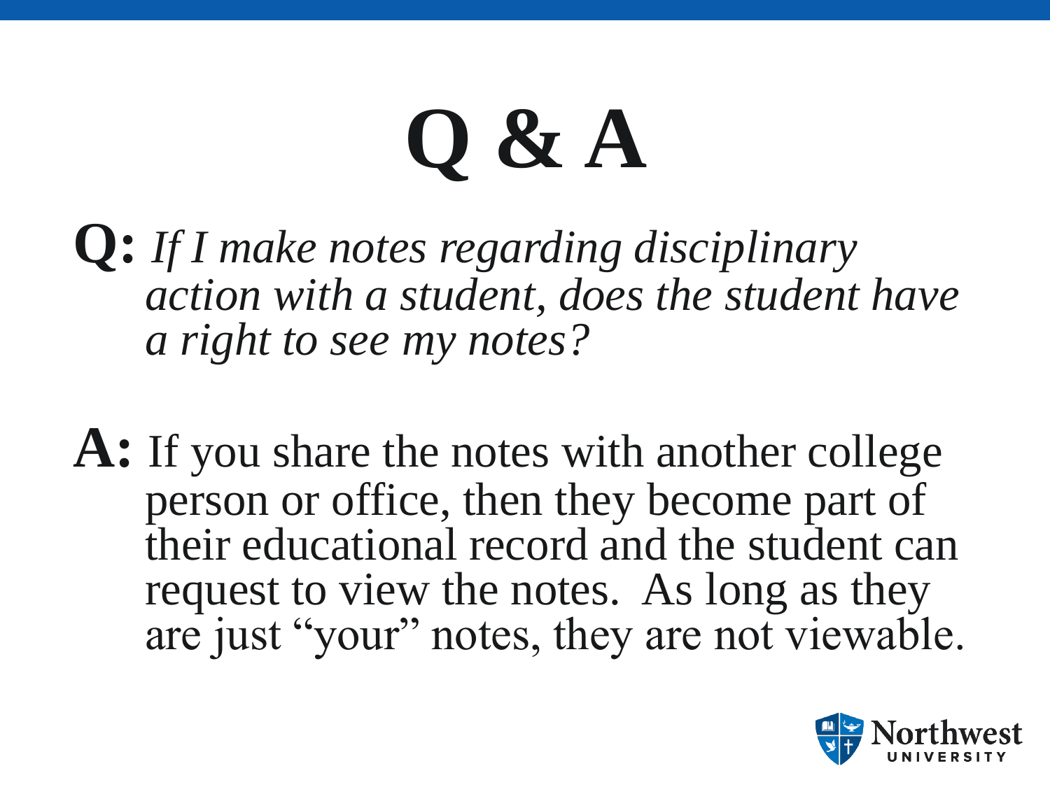# Q & A

**Q:** *If I make notes regarding disciplinary action with a student, does the student have a right to see my notes?*

**A:** If you share the notes with another college person or office, then they become part of their educational record and the student can request to view the notes. As long as they are just "your" notes, they are not viewable.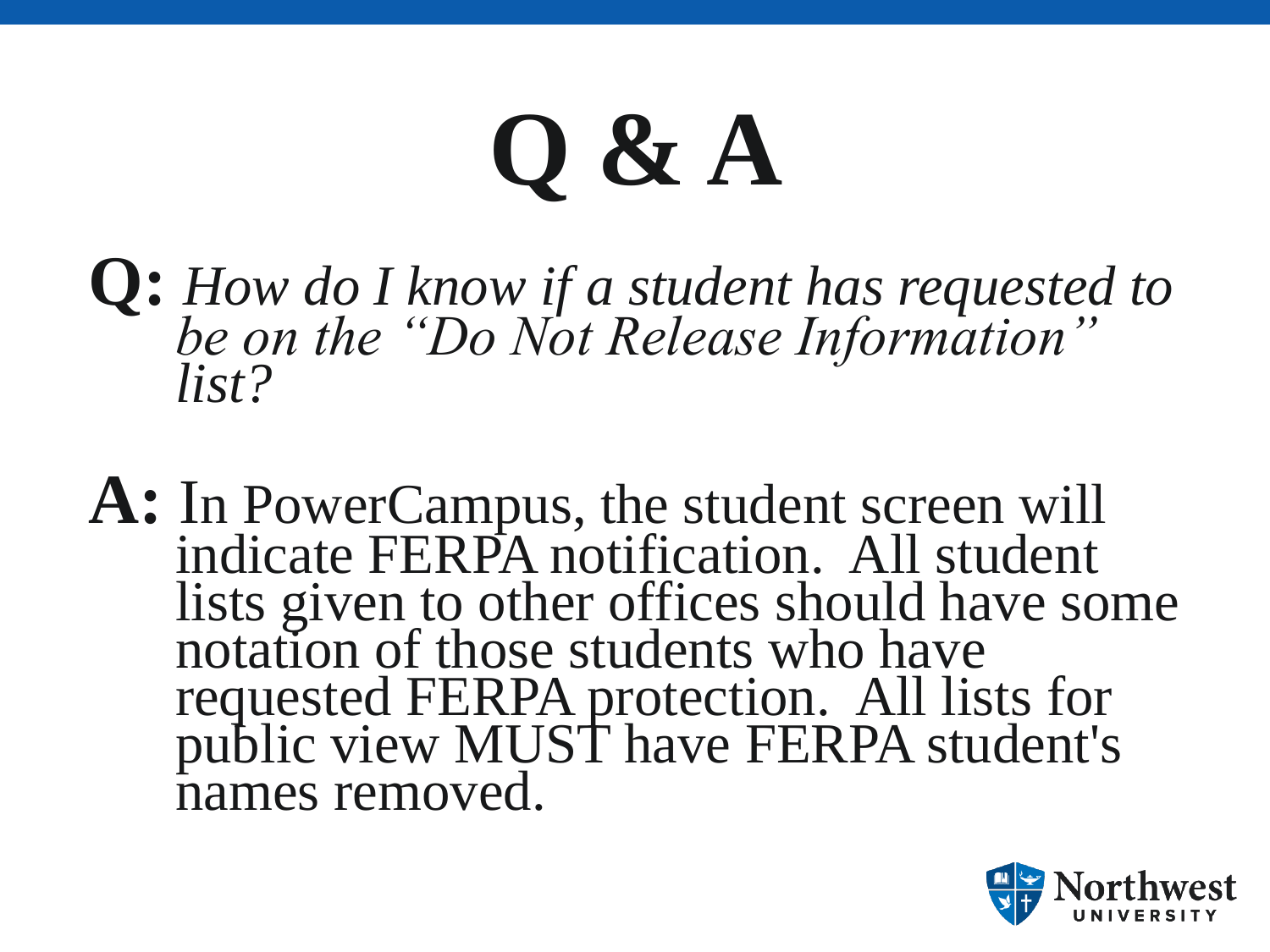# Q & A

**Q:** *How do I know if a student has requested to be on the "Do Not Release Information" list?*

**A:** In PowerCampus, the student screen will indicate FERPA notification. All student lists given to other offices should have some notation of those students who have requested FERPA protection. All lists for public view MUST have FERPA student's names removed.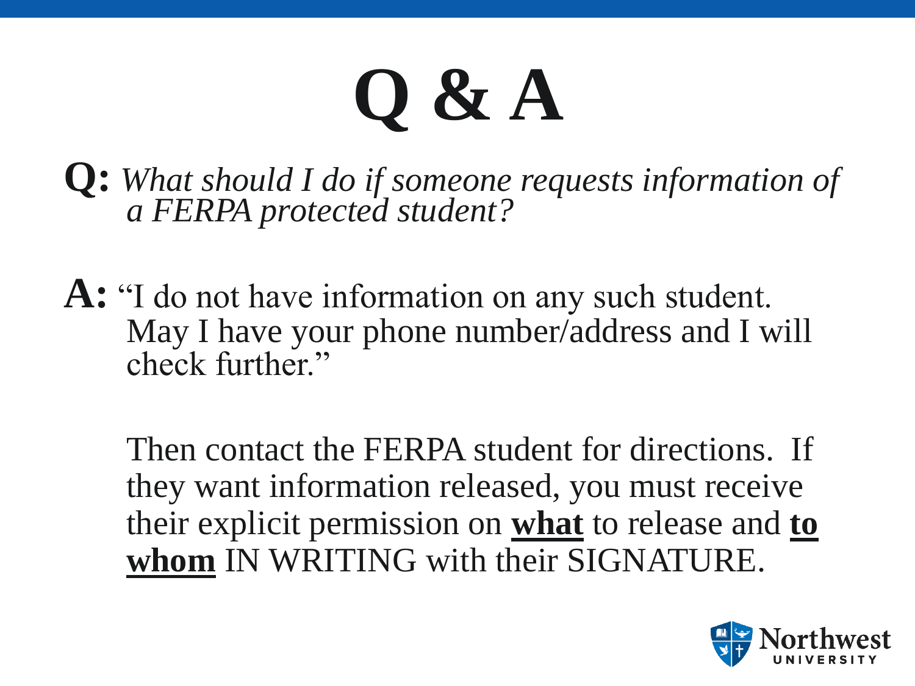# Q & A

**Q:** *What should I do if someone requests information of a FERPA protected student?*

**A:** "I do not have information on any such student. May I have your phone number/address and I will check further."

Then contact the FERPA student for directions. If they want information released, you must receive their explicit permission on **<u>what</u>** to release and **<u>to whom</u>** IN WRITING with their SIGNATURE.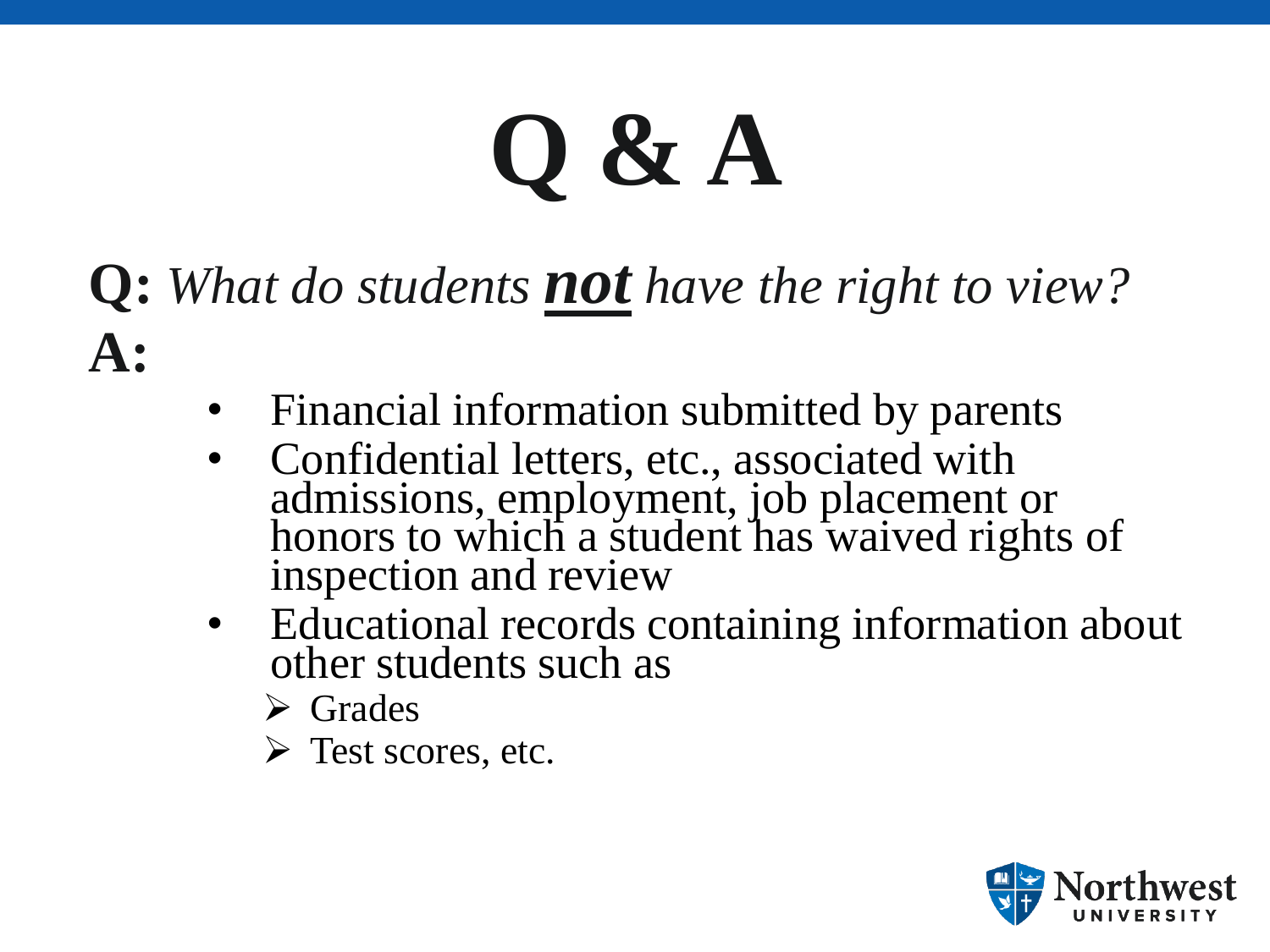# Q & A

**Q:** *What do students* ***not*** *have the right to view?*

**A:**

- Financial information submitted by parents
- Confidential letters, etc., associated with admissions, employment, job placement or honors to which a student has waived rights of inspection and review
- Educational records containing information about other students such as
  - Grades
  - Test scores, etc.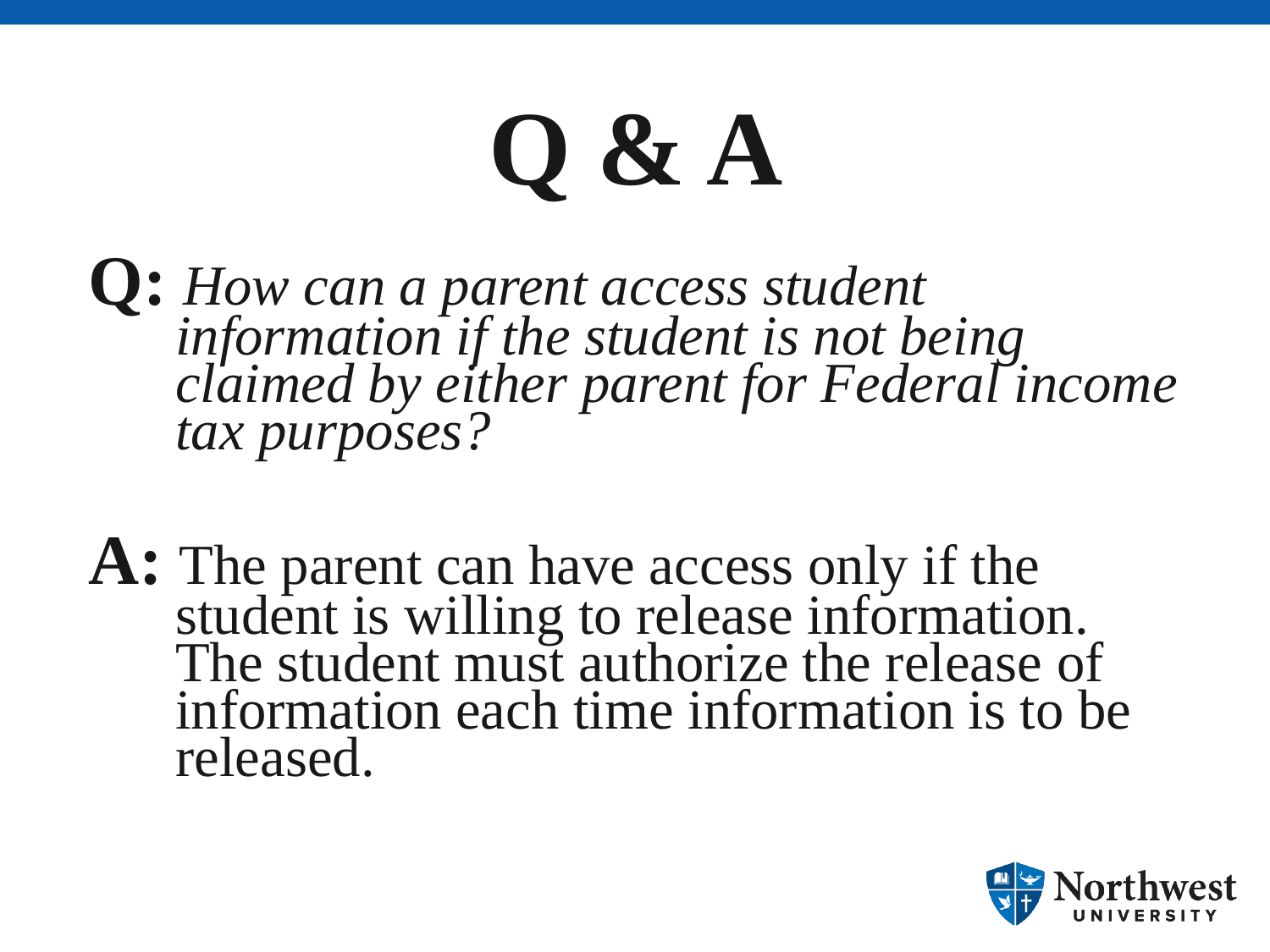# Q & A

**Q:** *How can a parent access student information if the student is not being claimed by either parent for Federal income tax purposes?*

**A:** The parent can have access only if the student is willing to release information. The student must authorize the release of information each time information is to be released.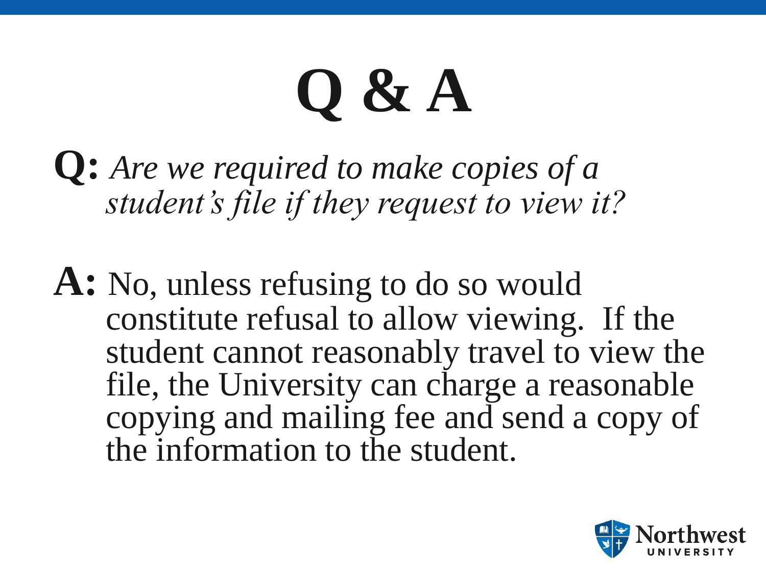# Q & A

**Q:** *Are we required to make copies of a student's file if they request to view it?*

**A:** No, unless refusing to do so would constitute refusal to allow viewing. If the student cannot reasonably travel to view the file, the University can charge a reasonable copying and mailing fee and send a copy of the information to the student.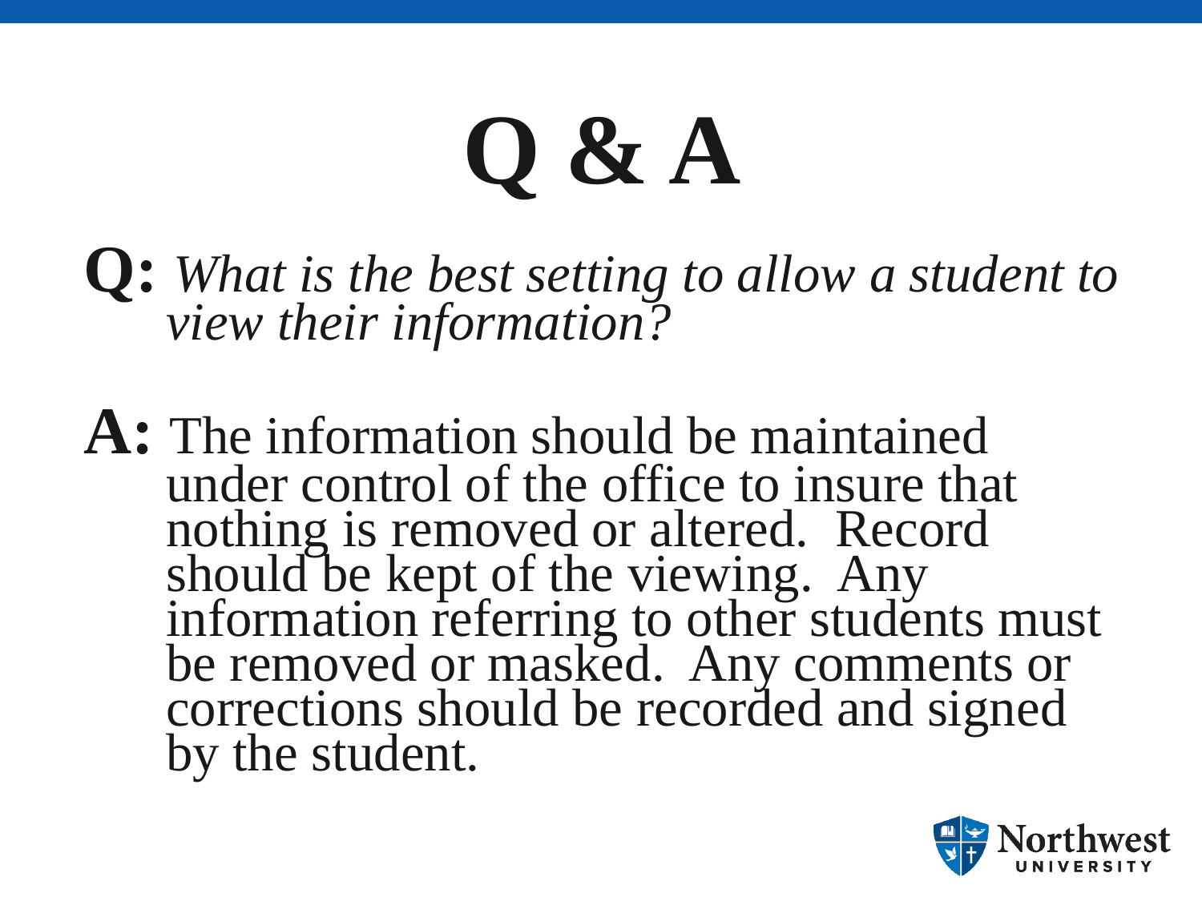# Q & A

**Q:** *What is the best setting to allow a student to view their information?*

**A:** The information should be maintained under control of the office to insure that nothing is removed or altered. Record should be kept of the viewing. Any information referring to other students must be removed or masked. Any comments or corrections should be recorded and signed by the student.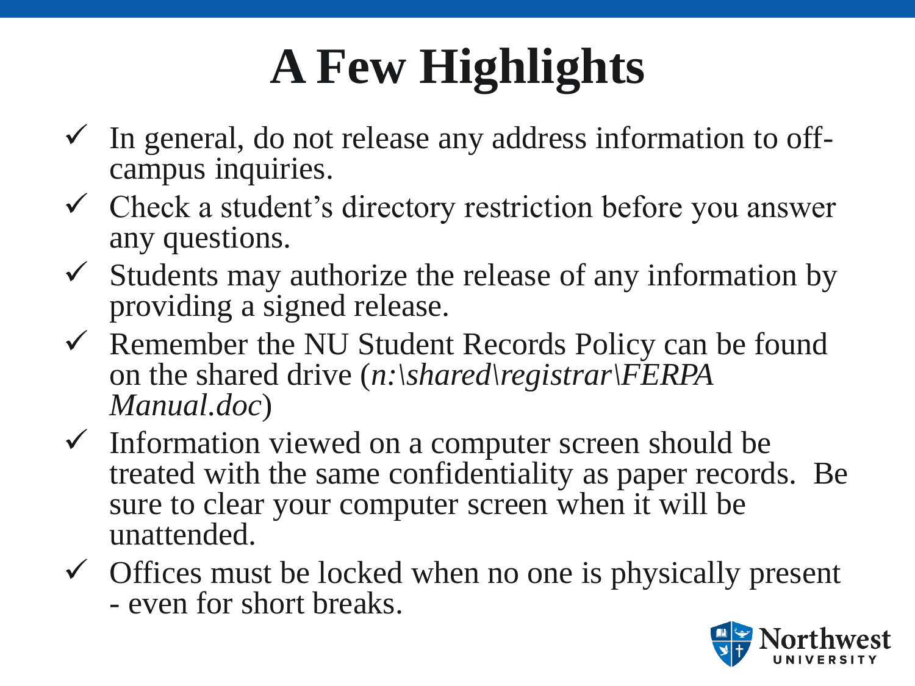# A Few Highlights

- ✓ In general, do not release any address information to off-campus inquiries.
- ✓ Check a student's directory restriction before you answer any questions.
- ✓ Students may authorize the release of any information by providing a signed release.
- ✓ Remember the NU Student Records Policy can be found on the shared drive (*n:\shared\registrar\FERPA Manual.doc*)
- ✓ Information viewed on a computer screen should be treated with the same confidentiality as paper records. Be sure to clear your computer screen when it will be unattended.
- ✓ Offices must be locked when no one is physically present - even for short breaks.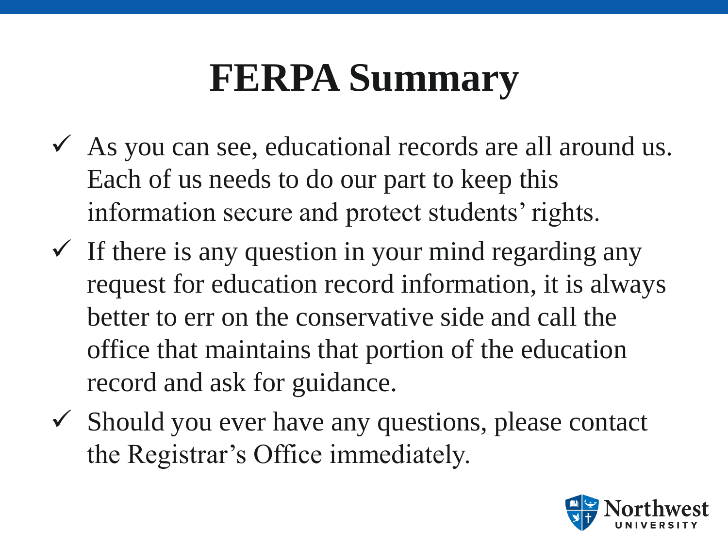# FERPA Summary

- ✓ As you can see, educational records are all around us. Each of us needs to do our part to keep this information secure and protect students' rights.
- ✓ If there is any question in your mind regarding any request for education record information, it is always better to err on the conservative side and call the office that maintains that portion of the education record and ask for guidance.
- ✓ Should you ever have any questions, please contact the Registrar's Office immediately.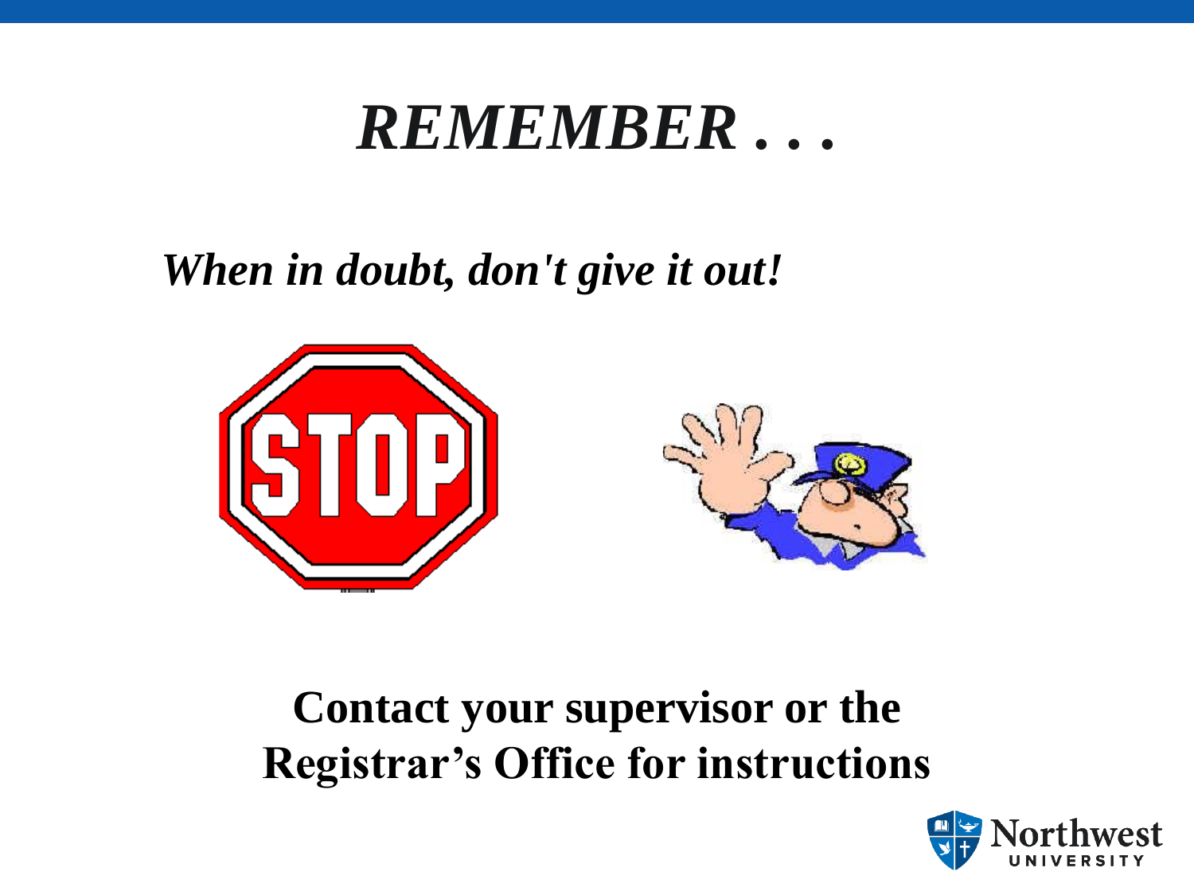# *REMEMBER . . .*

***When in doubt, don't give it out!***

**Contact your supervisor or the Registrar's Office for instructions**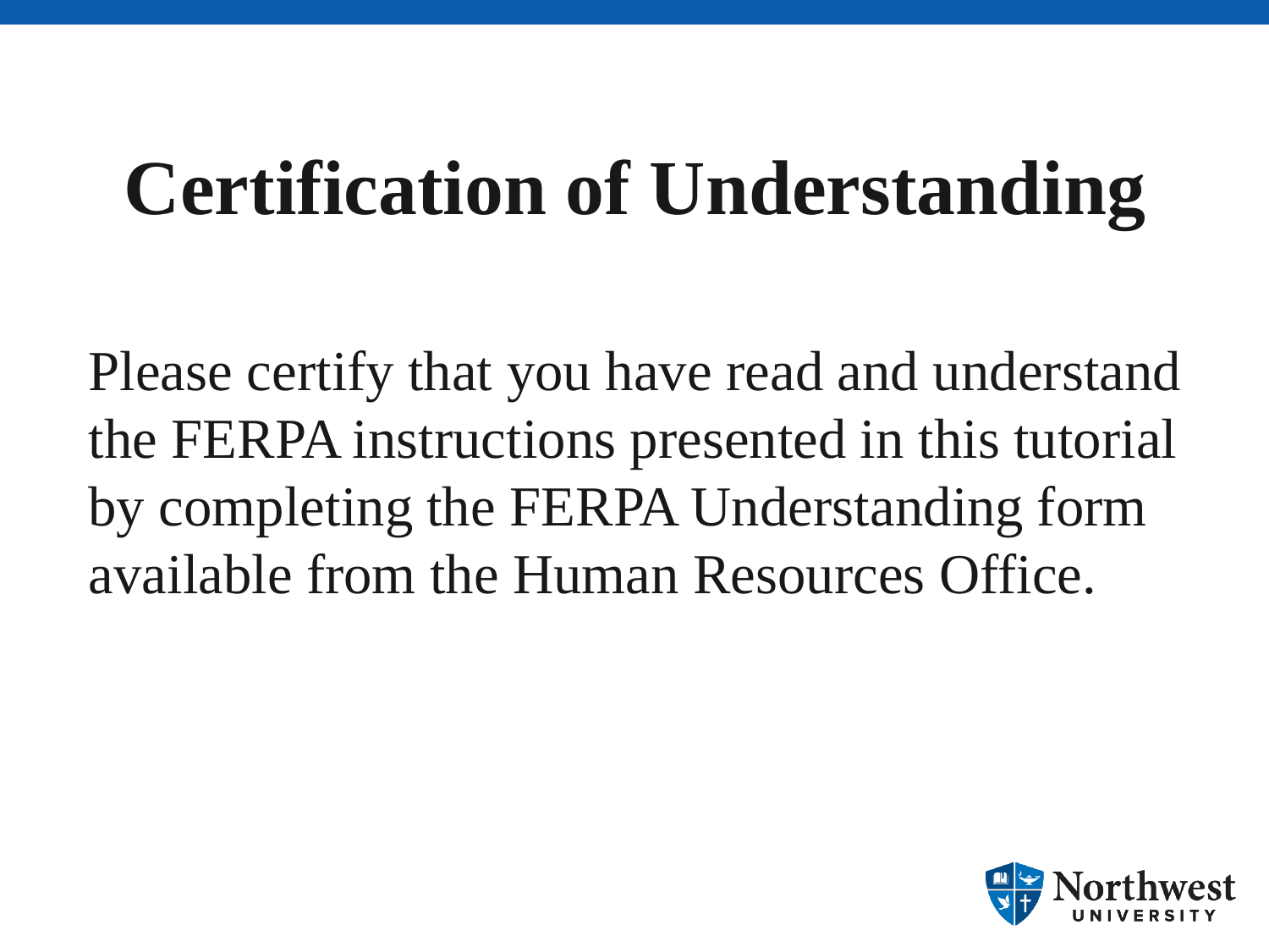# Certification of Understanding

Please certify that you have read and understand the FERPA instructions presented in this tutorial by completing the FERPA Understanding form available from the Human Resources Office.